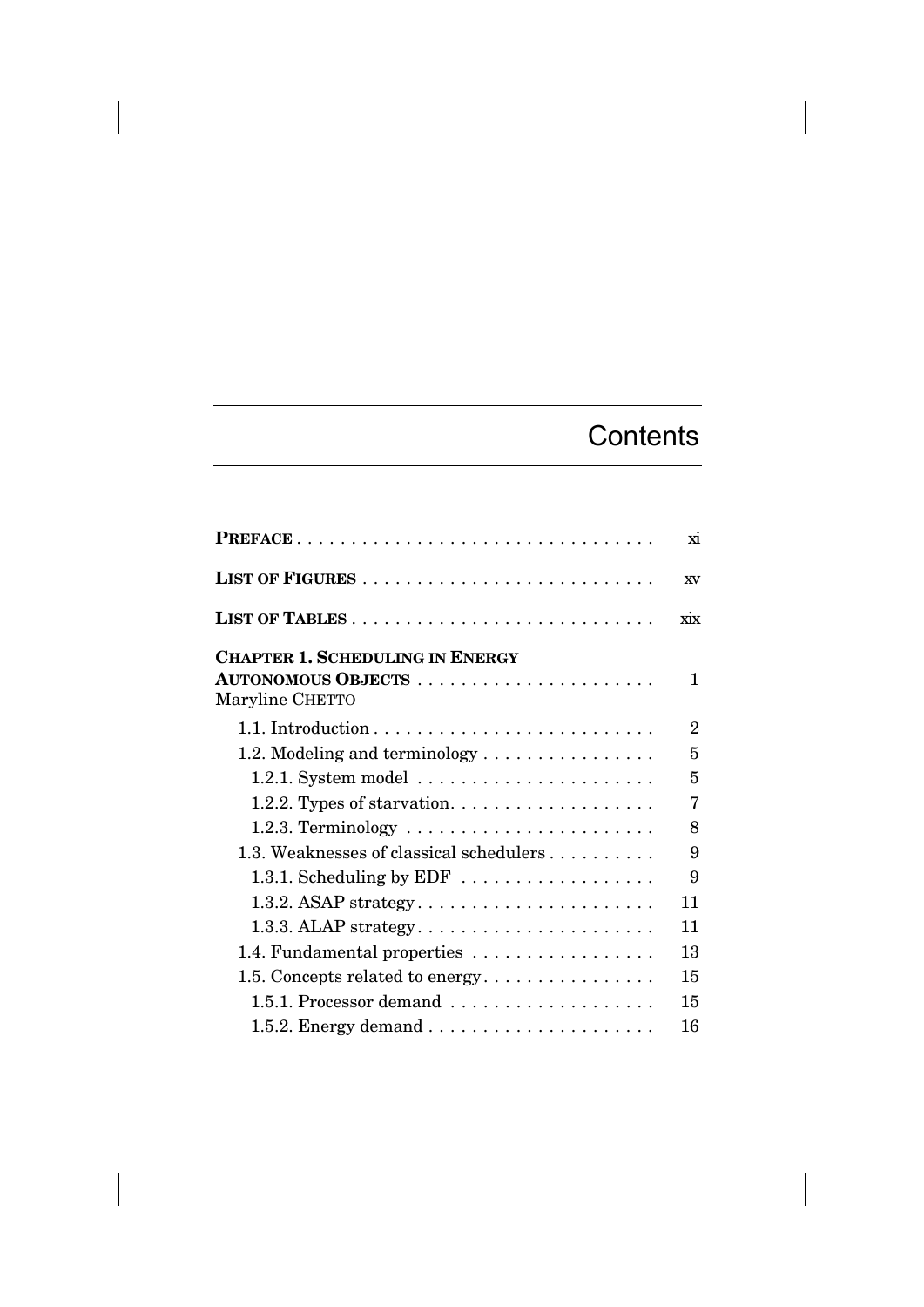# Contents

| | |
|---|---|
| **PREFACE** | xi |
| **LIST OF FIGURES** | xv |
| **LIST OF TABLES** | xix |
| **CHAPTER 1. SCHEDULING IN ENERGY AUTONOMOUS OBJECTS** | 1 |
| Maryline CHETTO | |
| 1.1. Introduction | 2 |
| 1.2. Modeling and terminology | 5 |
| 1.2.1. System model | 5 |
| 1.2.2. Types of starvation | 7 |
| 1.2.3. Terminology | 8 |
| 1.3. Weaknesses of classical schedulers | 9 |
| 1.3.1. Scheduling by EDF | 9 |
| 1.3.2. ASAP strategy | 11 |
| 1.3.3. ALAP strategy | 11 |
| 1.4. Fundamental properties | 13 |
| 1.5. Concepts related to energy | 15 |
| 1.5.1. Processor demand | 15 |
| 1.5.2. Energy demand | 16 |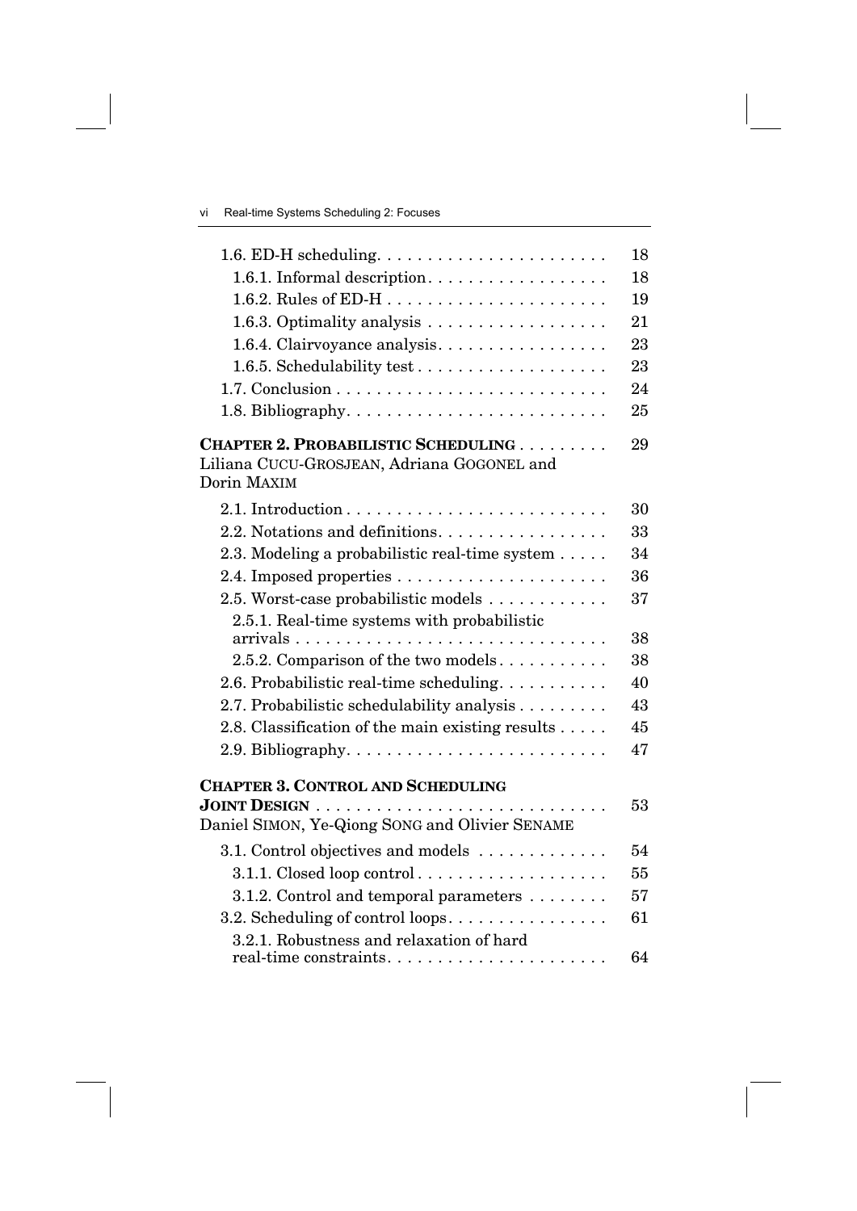1.6. ED-H scheduling . . . . . . . . . . . . . . . . . . . . . . . 18
  1.6.1. Informal description . . . . . . . . . . . . . . . . . . 18
  1.6.2. Rules of ED-H . . . . . . . . . . . . . . . . . . . . . . 19
  1.6.3. Optimality analysis . . . . . . . . . . . . . . . . . . 21
  1.6.4. Clairvoyance analysis . . . . . . . . . . . . . . . . . 23
  1.6.5. Schedulability test . . . . . . . . . . . . . . . . . . . 23
1.7. Conclusion . . . . . . . . . . . . . . . . . . . . . . . . . . 24
1.8. Bibliography . . . . . . . . . . . . . . . . . . . . . . . . . 25

**CHAPTER 2. PROBABILISTIC SCHEDULING** . . . . . . . . . 29
Liliana CUCU-GROSJEAN, Adriana GOGONEL and Dorin MAXIM

2.1. Introduction . . . . . . . . . . . . . . . . . . . . . . . . . 30
2.2. Notations and definitions . . . . . . . . . . . . . . . . 33
2.3. Modeling a probabilistic real-time system . . . . . 34
2.4. Imposed properties . . . . . . . . . . . . . . . . . . . . 36
2.5. Worst-case probabilistic models . . . . . . . . . . . . 37
  2.5.1. Real-time systems with probabilistic arrivals . . . . . . . . . . . . . . . . . . . . . . . . . . . . . . 38
  2.5.2. Comparison of the two models . . . . . . . . . . . 38
2.6. Probabilistic real-time scheduling . . . . . . . . . . 40
2.7. Probabilistic schedulability analysis . . . . . . . . . 43
2.8. Classification of the main existing results . . . . . 45
2.9. Bibliography . . . . . . . . . . . . . . . . . . . . . . . . . 47

**CHAPTER 3. CONTROL AND SCHEDULING JOINT DESIGN** . . . . . . . . . . . . . . . . . . . . . . . . . . . . . 53
Daniel SIMON, Ye-Qiong SONG and Olivier SENAME

3.1. Control objectives and models . . . . . . . . . . . . . 54
  3.1.1. Closed loop control . . . . . . . . . . . . . . . . . . 55
  3.1.2. Control and temporal parameters . . . . . . . . 57
3.2. Scheduling of control loops . . . . . . . . . . . . . . . 61
  3.2.1. Robustness and relaxation of hard real-time constraints . . . . . . . . . . . . . . . . . . . . . . 64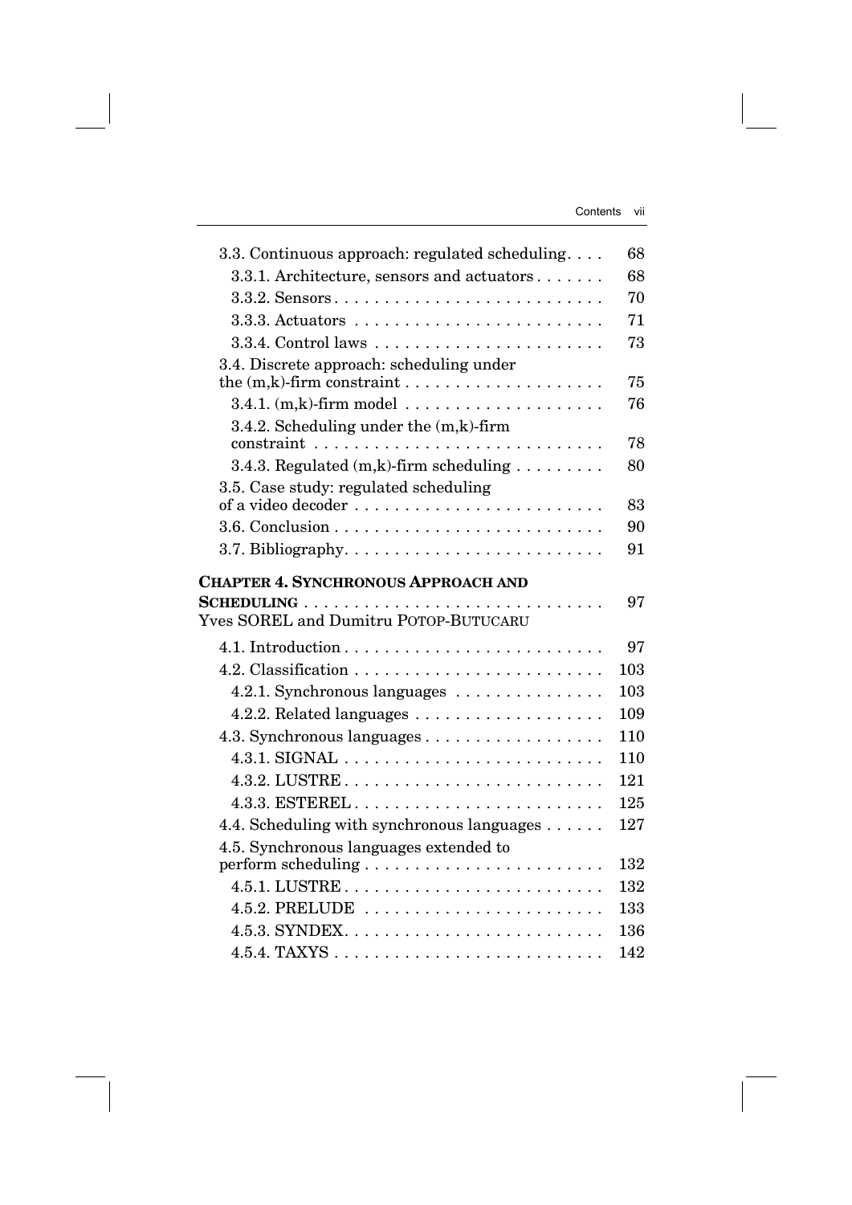| | |
|---|---|
| 3.3. Continuous approach: regulated scheduling | 68 |
| 3.3.1. Architecture, sensors and actuators | 68 |
| 3.3.2. Sensors | 70 |
| 3.3.3. Actuators | 71 |
| 3.3.4. Control laws | 73 |
| 3.4. Discrete approach: scheduling under the (m,k)-firm constraint | 75 |
| 3.4.1. (m,k)-firm model | 76 |
| 3.4.2. Scheduling under the (m,k)-firm constraint | 78 |
| 3.4.3. Regulated (m,k)-firm scheduling | 80 |
| 3.5. Case study: regulated scheduling of a video decoder | 83 |
| 3.6. Conclusion | 90 |
| 3.7. Bibliography | 91 |

**CHAPTER 4. SYNCHRONOUS APPROACH AND SCHEDULING** . . . . . 97
Yves SOREL and Dumitru POTOP-BUTUCARU

| | |
|---|---|
| 4.1. Introduction | 97 |
| 4.2. Classification | 103 |
| 4.2.1. Synchronous languages | 103 |
| 4.2.2. Related languages | 109 |
| 4.3. Synchronous languages | 110 |
| 4.3.1. SIGNAL | 110 |
| 4.3.2. LUSTRE | 121 |
| 4.3.3. ESTEREL | 125 |
| 4.4. Scheduling with synchronous languages | 127 |
| 4.5. Synchronous languages extended to perform scheduling | 132 |
| 4.5.1. LUSTRE | 132 |
| 4.5.2. PRELUDE | 133 |
| 4.5.3. SYNDEX | 136 |
| 4.5.4. TAXYS | 142 |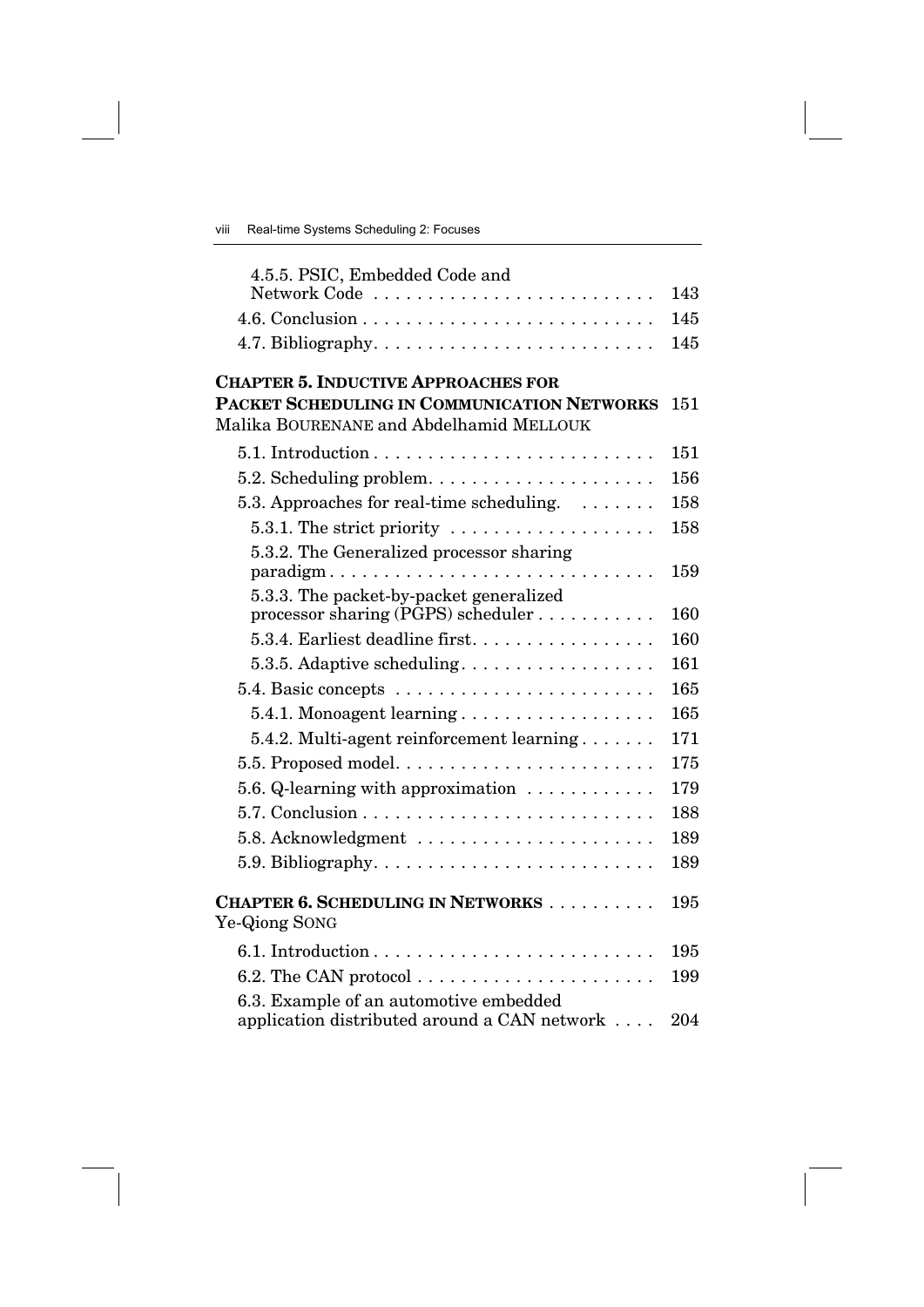4.5.5. PSIC, Embedded Code and Network Code . . . . . . . . . . . . . . . . . . . . . . . . . . 143
4.6. Conclusion . . . . . . . . . . . . . . . . . . . . . . . . . . . 145
4.7. Bibliography. . . . . . . . . . . . . . . . . . . . . . . . . . 145

**CHAPTER 5. INDUCTIVE APPROACHES FOR PACKET SCHEDULING IN COMMUNICATION NETWORKS** 151
Malika BOURENANE and Abdelhamid MELLOUK

5.1. Introduction . . . . . . . . . . . . . . . . . . . . . . . . . . 151
5.2. Scheduling problem. . . . . . . . . . . . . . . . . . . . . 156
5.3. Approaches for real-time scheduling. . . . . . . . 158
5.3.1. The strict priority . . . . . . . . . . . . . . . . . . . 158
5.3.2. The Generalized processor sharing paradigm . . . . . . . . . . . . . . . . . . . . . . . . . . . . . 159
5.3.3. The packet-by-packet generalized processor sharing (PGPS) scheduler . . . . . . . . . . . 160
5.3.4. Earliest deadline first. . . . . . . . . . . . . . . . . 160
5.3.5. Adaptive scheduling. . . . . . . . . . . . . . . . . . 161
5.4. Basic concepts . . . . . . . . . . . . . . . . . . . . . . . . 165
5.4.1. Monoagent learning . . . . . . . . . . . . . . . . . . 165
5.4.2. Multi-agent reinforcement learning . . . . . . . 171
5.5. Proposed model. . . . . . . . . . . . . . . . . . . . . . . . 175
5.6. Q-learning with approximation . . . . . . . . . . . . 179
5.7. Conclusion . . . . . . . . . . . . . . . . . . . . . . . . . . . 188
5.8. Acknowledgment . . . . . . . . . . . . . . . . . . . . . . 189
5.9. Bibliography. . . . . . . . . . . . . . . . . . . . . . . . . . 189

**CHAPTER 6. SCHEDULING IN NETWORKS** . . . . . . . . . . 195
Ye-Qiong SONG

6.1. Introduction . . . . . . . . . . . . . . . . . . . . . . . . . . 195
6.2. The CAN protocol . . . . . . . . . . . . . . . . . . . . . . 199
6.3. Example of an automotive embedded application distributed around a CAN network . . . . 204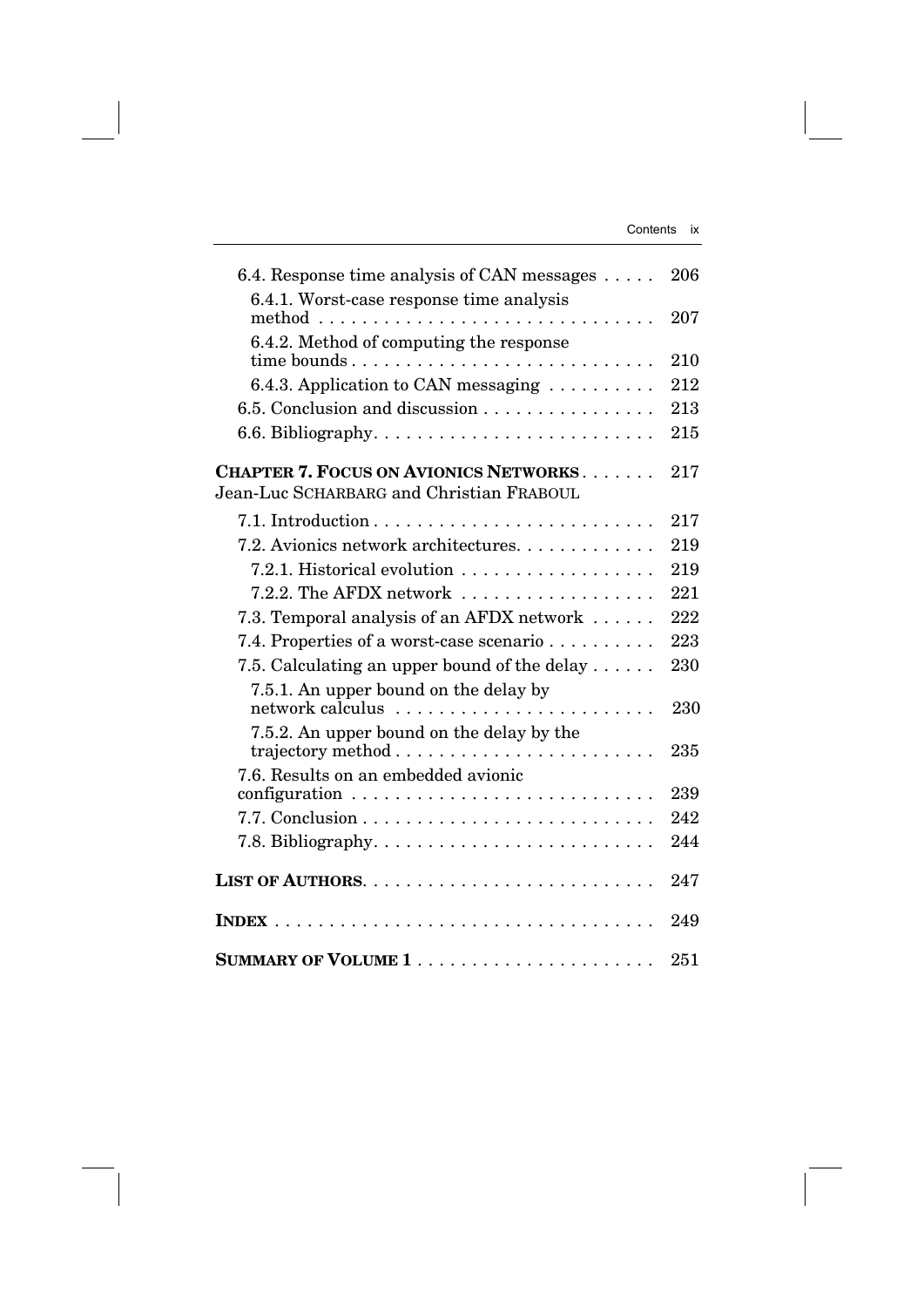6.4. Response time analysis of CAN messages . . . . . 206

6.4.1. Worst-case response time analysis method . . . . . 207

6.4.2. Method of computing the response time bounds . . . . . 210

6.4.3. Application to CAN messaging . . . . . 212

6.5. Conclusion and discussion . . . . . 213

6.6. Bibliography . . . . . 215

**CHAPTER 7. FOCUS ON AVIONICS NETWORKS** . . . . . 217
Jean-Luc SCHARBARG and Christian FRABOUL

7.1. Introduction . . . . . 217

7.2. Avionics network architectures . . . . . 219

7.2.1. Historical evolution . . . . . 219

7.2.2. The AFDX network . . . . . 221

7.3. Temporal analysis of an AFDX network . . . . . 222

7.4. Properties of a worst-case scenario . . . . . 223

7.5. Calculating an upper bound of the delay . . . . . 230

7.5.1. An upper bound on the delay by network calculus . . . . . 230

7.5.2. An upper bound on the delay by the trajectory method . . . . . 235

7.6. Results on an embedded avionic configuration . . . . . 239

7.7. Conclusion . . . . . 242

7.8. Bibliography . . . . . 244

**LIST OF AUTHORS** . . . . . 247

**INDEX** . . . . . 249

**SUMMARY OF VOLUME 1** . . . . . 251